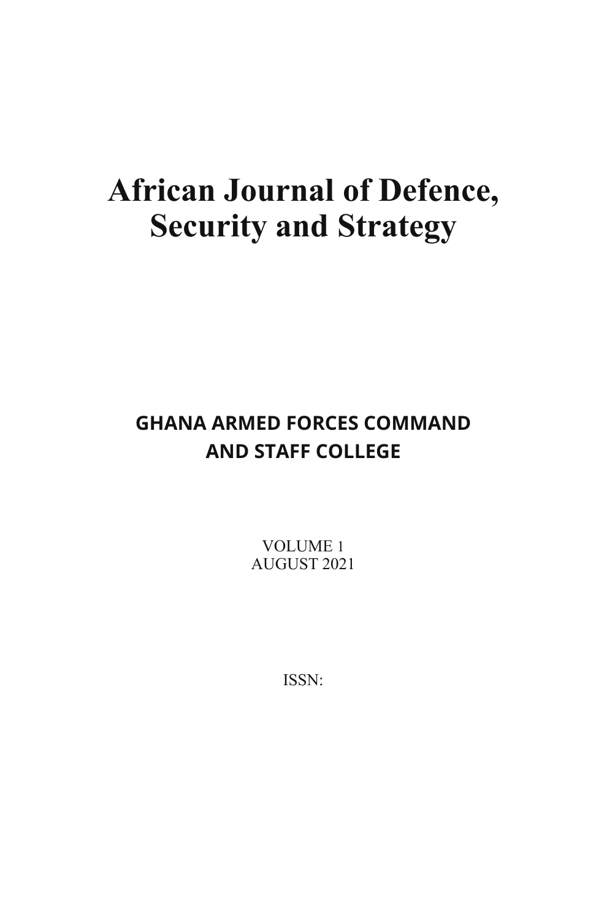# African Journal of Defence, Security and Strategy

## GHANA ARMED FORCES COMMAND AND STAFF COLLEGE

VOLUME 1
AUGUST 2021

ISSN: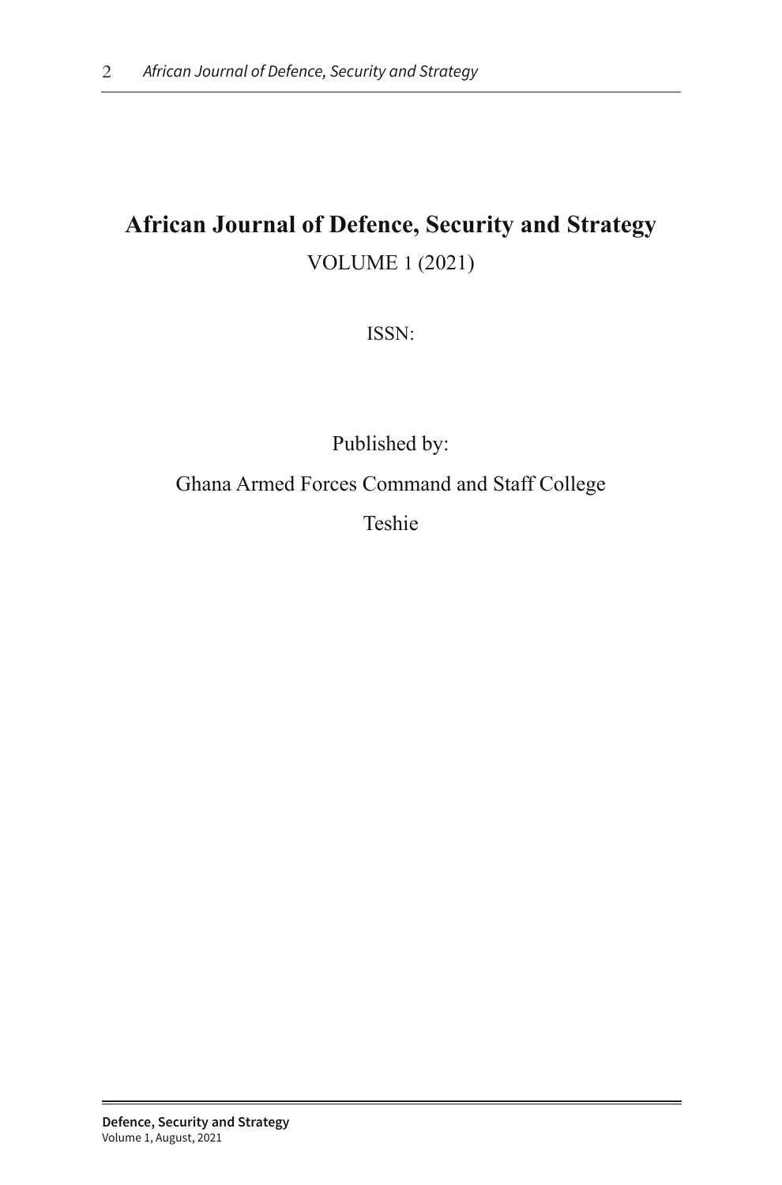# African Journal of Defence, Security and Strategy

VOLUME 1 (2021)

ISSN:

Published by:

Ghana Armed Forces Command and Staff College

Teshie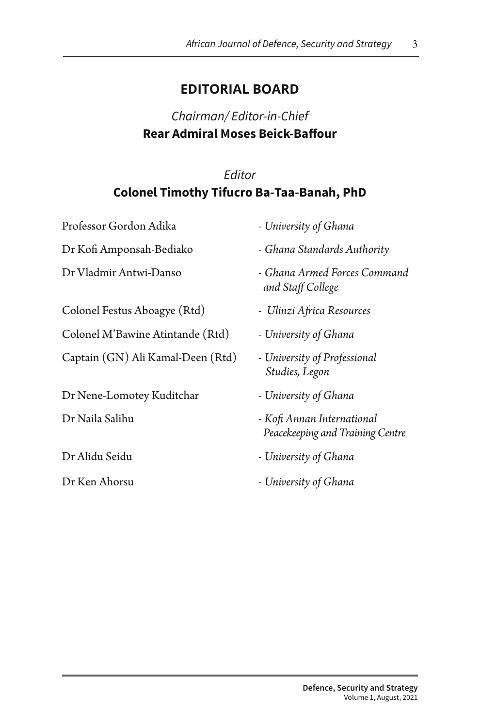## EDITORIAL BOARD

*Chairman/ Editor-in-Chief*
**Rear Admiral Moses Beick-Baffour**

*Editor*
**Colonel Timothy Tifucro Ba-Taa-Banah, PhD**

| | |
|---|---|
| Professor Gordon Adika | *- University of Ghana* |
| Dr Kofi Amponsah-Bediako | *- Ghana Standards Authority* |
| Dr Vladmir Antwi-Danso | *- Ghana Armed Forces Command and Staff College* |
| Colonel Festus Aboagye (Rtd) | *- Ulinzi Africa Resources* |
| Colonel M'Bawine Atintande (Rtd) | *- University of Ghana* |
| Captain (GN) Ali Kamal-Deen (Rtd) | *- University of Professional Studies, Legon* |
| Dr Nene-Lomotey Kuditchar | *- University of Ghana* |
| Dr Naila Salihu | *- Kofi Annan International Peacekeeping and Training Centre* |
| Dr Alidu Seidu | *- University of Ghana* |
| Dr Ken Ahorsu | *- University of Ghana* |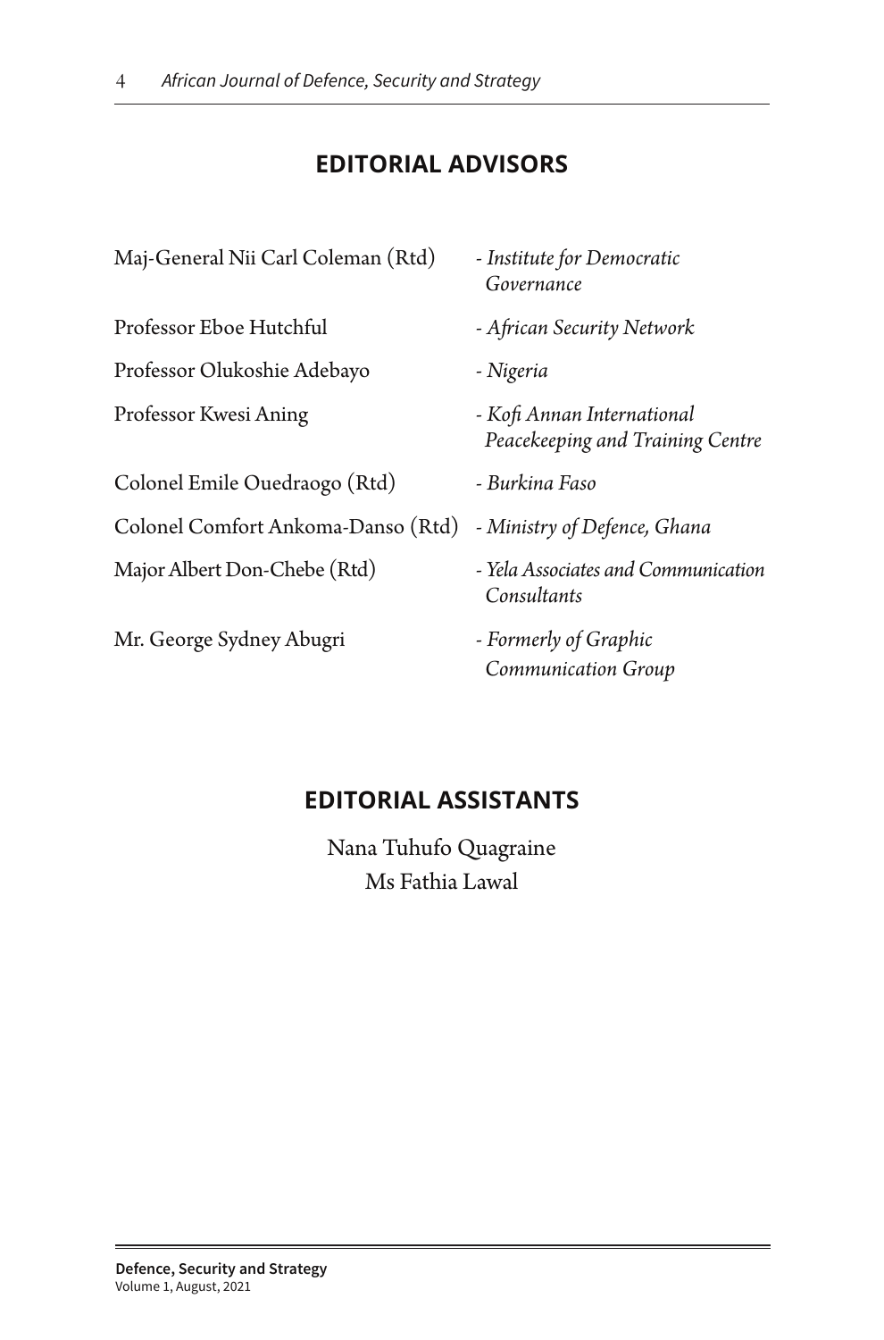## EDITORIAL ADVISORS

| | |
|---|---|
| Maj-General Nii Carl Coleman (Rtd) | *- Institute for Democratic Governance* |
| Professor Eboe Hutchful | *- African Security Network* |
| Professor Olukoshie Adebayo | *- Nigeria* |
| Professor Kwesi Aning | *- Kofi Annan International Peacekeeping and Training Centre* |
| Colonel Emile Ouedraogo (Rtd) | *- Burkina Faso* |
| Colonel Comfort Ankoma-Danso (Rtd) | *- Ministry of Defence, Ghana* |
| Major Albert Don-Chebe (Rtd) | *- Yela Associates and Communication Consultants* |
| Mr. George Sydney Abugri | *- Formerly of Graphic Communication Group* |

## EDITORIAL ASSISTANTS

Nana Tuhufo Quagraine
Ms Fathia Lawal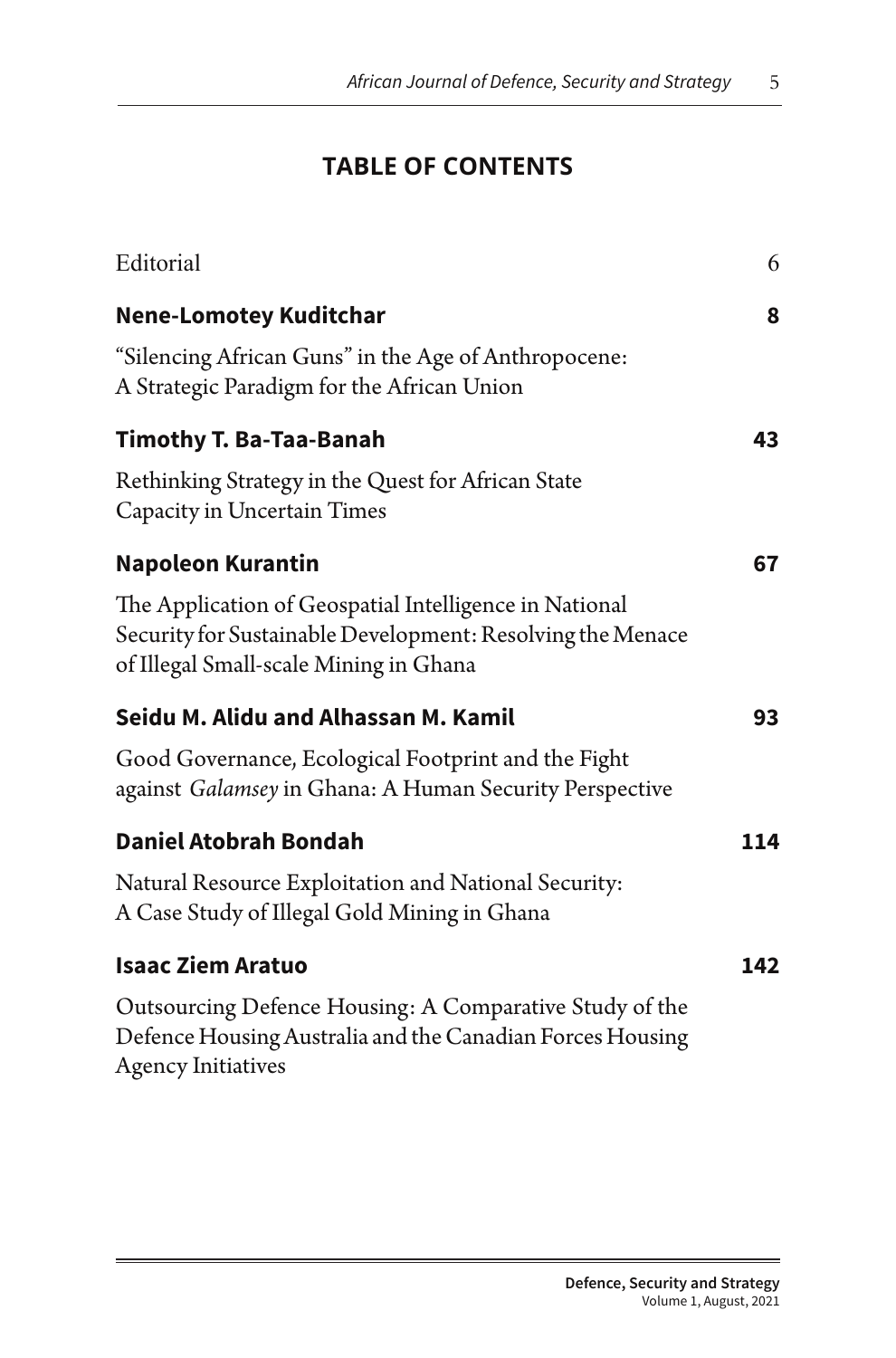## TABLE OF CONTENTS

Editorial 6

**Nene-Lomotey Kuditchar** **8**

"Silencing African Guns" in the Age of Anthropocene: A Strategic Paradigm for the African Union

**Timothy T. Ba-Taa-Banah** **43**

Rethinking Strategy in the Quest for African State Capacity in Uncertain Times

**Napoleon Kurantin** **67**

The Application of Geospatial Intelligence in National Security for Sustainable Development: Resolving the Menace of Illegal Small-scale Mining in Ghana

**Seidu M. Alidu and Alhassan M. Kamil** **93**

Good Governance, Ecological Footprint and the Fight against *Galamsey* in Ghana: A Human Security Perspective

**Daniel Atobrah Bondah** **114**

Natural Resource Exploitation and National Security: A Case Study of Illegal Gold Mining in Ghana

**Isaac Ziem Aratuo** **142**

Outsourcing Defence Housing: A Comparative Study of the Defence Housing Australia and the Canadian Forces Housing Agency Initiatives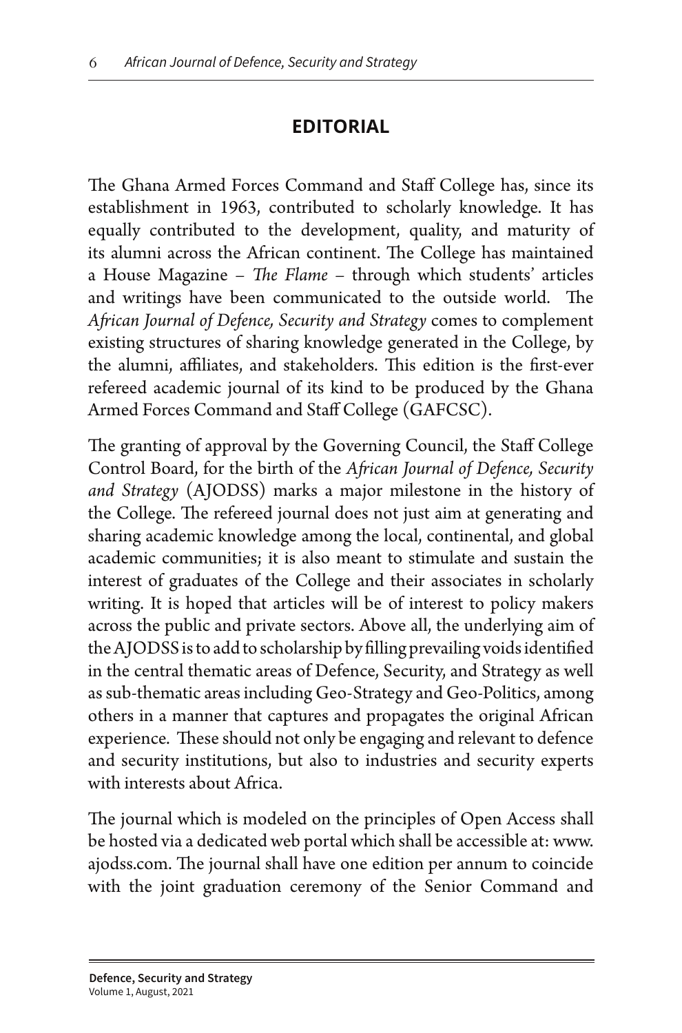## EDITORIAL

The Ghana Armed Forces Command and Staff College has, since its establishment in 1963, contributed to scholarly knowledge. It has equally contributed to the development, quality, and maturity of its alumni across the African continent. The College has maintained a House Magazine – *The Flame* – through which students' articles and writings have been communicated to the outside world. The *African Journal of Defence, Security and Strategy* comes to complement existing structures of sharing knowledge generated in the College, by the alumni, affiliates, and stakeholders. This edition is the first-ever refereed academic journal of its kind to be produced by the Ghana Armed Forces Command and Staff College (GAFCSC).

The granting of approval by the Governing Council, the Staff College Control Board, for the birth of the *African Journal of Defence, Security and Strategy* (AJODSS) marks a major milestone in the history of the College. The refereed journal does not just aim at generating and sharing academic knowledge among the local, continental, and global academic communities; it is also meant to stimulate and sustain the interest of graduates of the College and their associates in scholarly writing. It is hoped that articles will be of interest to policy makers across the public and private sectors. Above all, the underlying aim of the AJODSS is to add to scholarship by filling prevailing voids identified in the central thematic areas of Defence, Security, and Strategy as well as sub-thematic areas including Geo-Strategy and Geo-Politics, among others in a manner that captures and propagates the original African experience. These should not only be engaging and relevant to defence and security institutions, but also to industries and security experts with interests about Africa.

The journal which is modeled on the principles of Open Access shall be hosted via a dedicated web portal which shall be accessible at: www.ajodss.com. The journal shall have one edition per annum to coincide with the joint graduation ceremony of the Senior Command and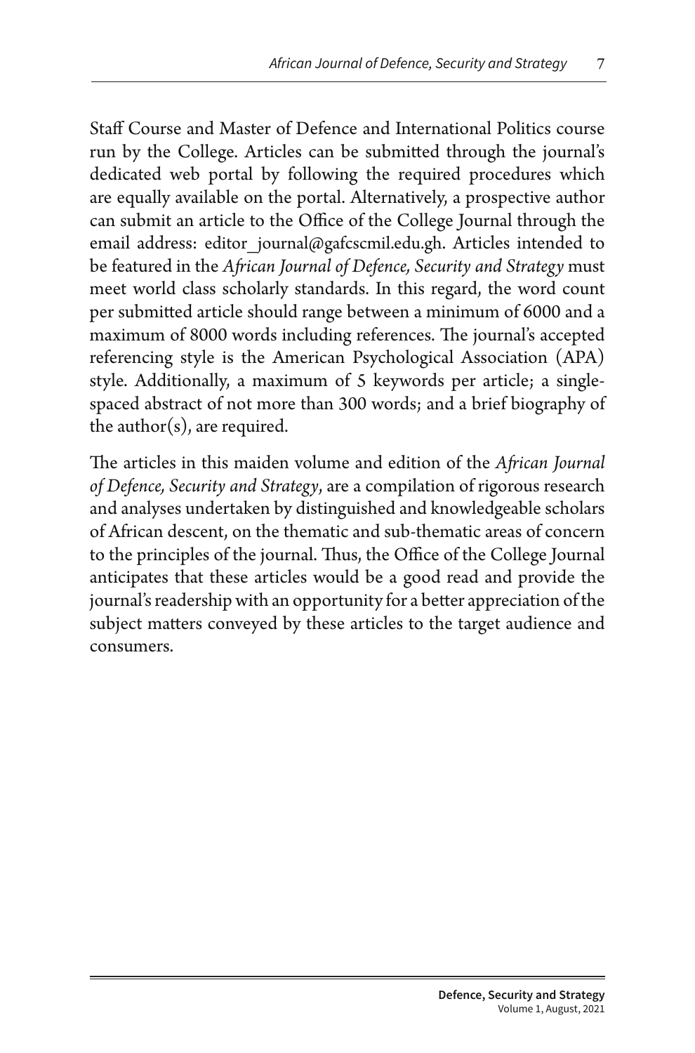Staff Course and Master of Defence and International Politics course run by the College. Articles can be submitted through the journal's dedicated web portal by following the required procedures which are equally available on the portal. Alternatively, a prospective author can submit an article to the Office of the College Journal through the email address: editor_journal@gafcscmil.edu.gh. Articles intended to be featured in the *African Journal of Defence, Security and Strategy* must meet world class scholarly standards. In this regard, the word count per submitted article should range between a minimum of 6000 and a maximum of 8000 words including references. The journal's accepted referencing style is the American Psychological Association (APA) style. Additionally, a maximum of 5 keywords per article; a single-spaced abstract of not more than 300 words; and a brief biography of the author(s), are required.

The articles in this maiden volume and edition of the *African Journal of Defence, Security and Strategy*, are a compilation of rigorous research and analyses undertaken by distinguished and knowledgeable scholars of African descent, on the thematic and sub-thematic areas of concern to the principles of the journal. Thus, the Office of the College Journal anticipates that these articles would be a good read and provide the journal's readership with an opportunity for a better appreciation of the subject matters conveyed by these articles to the target audience and consumers.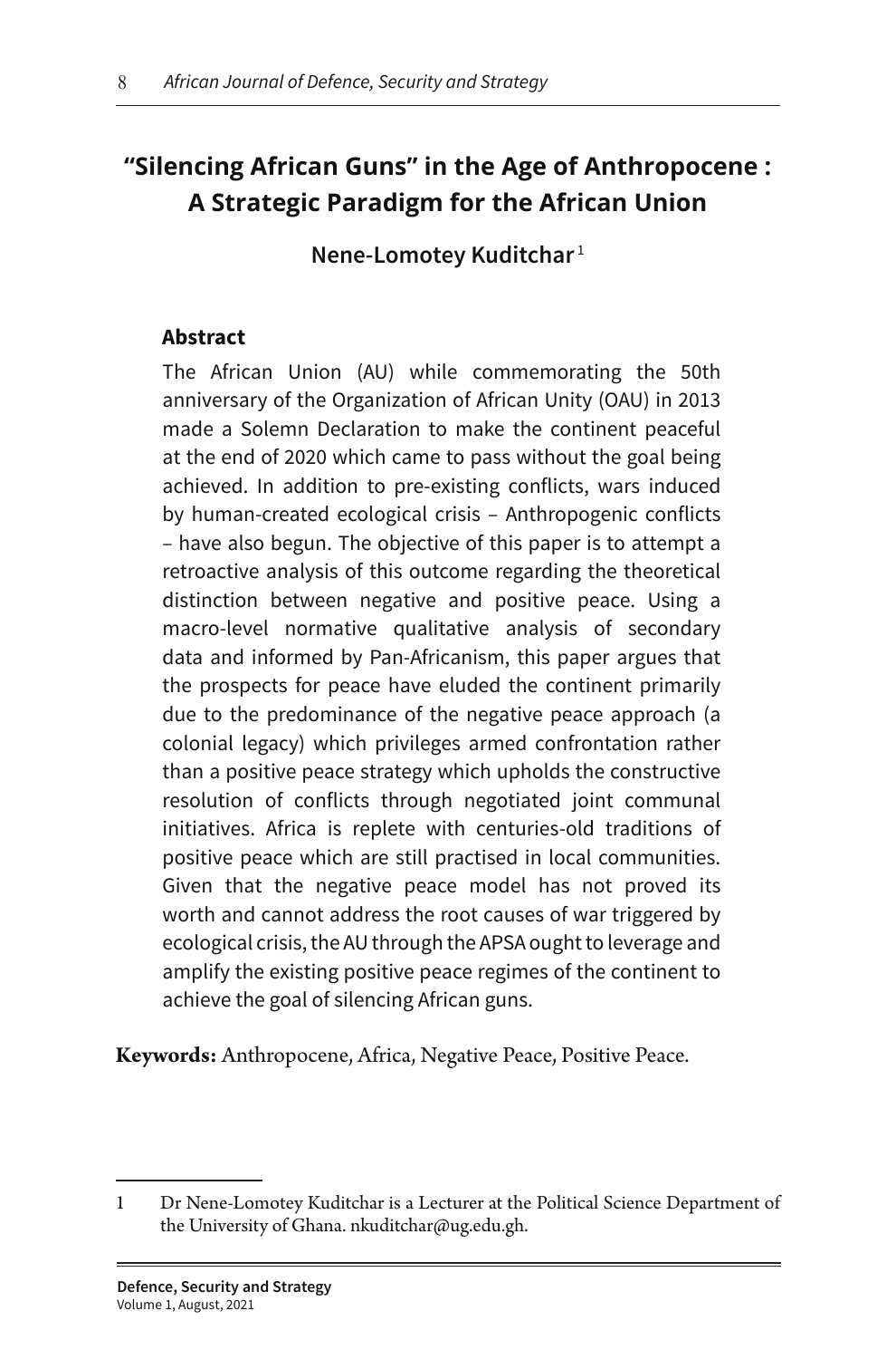# "Silencing African Guns" in the Age of Anthropocene : A Strategic Paradigm for the African Union

**Nene-Lomotey Kuditchar** [1]

### Abstract

The African Union (AU) while commemorating the 50th anniversary of the Organization of African Unity (OAU) in 2013 made a Solemn Declaration to make the continent peaceful at the end of 2020 which came to pass without the goal being achieved. In addition to pre-existing conflicts, wars induced by human-created ecological crisis – Anthropogenic conflicts – have also begun. The objective of this paper is to attempt a retroactive analysis of this outcome regarding the theoretical distinction between negative and positive peace. Using a macro-level normative qualitative analysis of secondary data and informed by Pan-Africanism, this paper argues that the prospects for peace have eluded the continent primarily due to the predominance of the negative peace approach (a colonial legacy) which privileges armed confrontation rather than a positive peace strategy which upholds the constructive resolution of conflicts through negotiated joint communal initiatives. Africa is replete with centuries-old traditions of positive peace which are still practised in local communities. Given that the negative peace model has not proved its worth and cannot address the root causes of war triggered by ecological crisis, the AU through the APSA ought to leverage and amplify the existing positive peace regimes of the continent to achieve the goal of silencing African guns.

**Keywords:** Anthropocene, Africa, Negative Peace, Positive Peace.

---

1 Dr Nene-Lomotey Kuditchar is a Lecturer at the Political Science Department of the University of Ghana. nkuditchar@ug.edu.gh.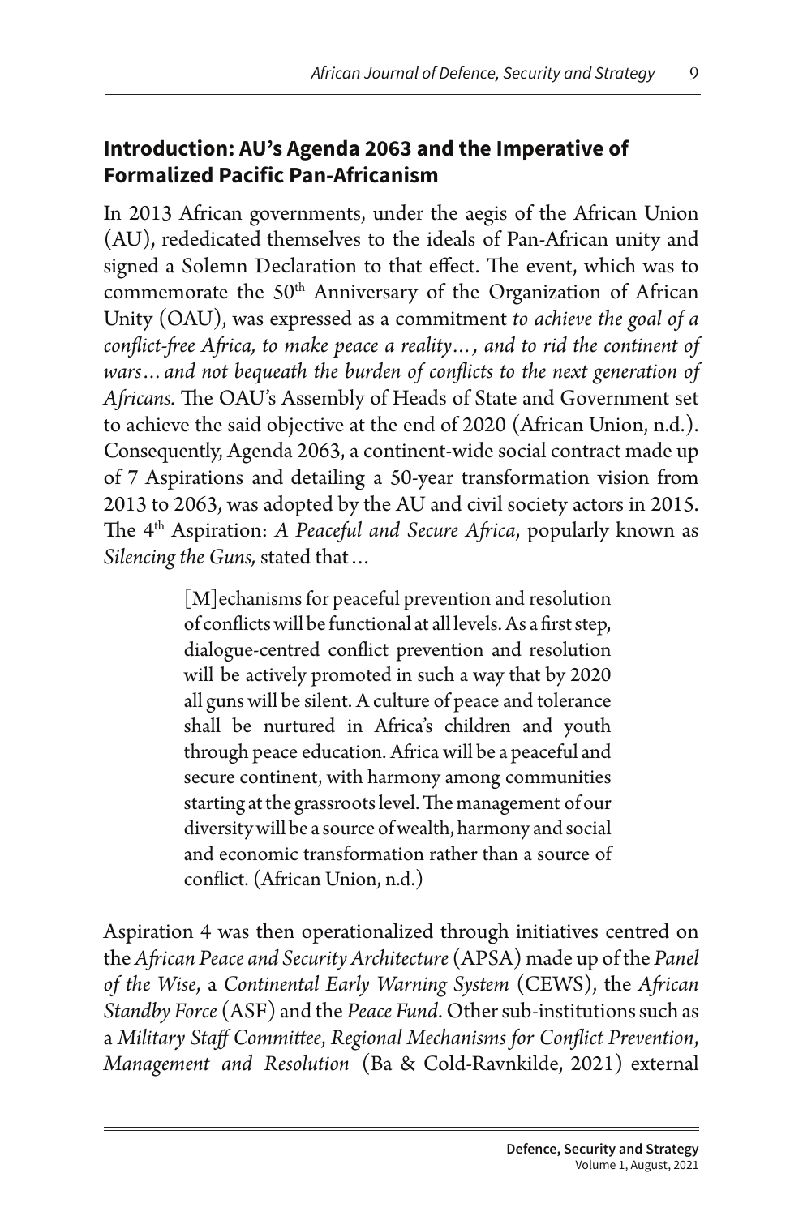## Introduction: AU's Agenda 2063 and the Imperative of Formalized Pacific Pan-Africanism

In 2013 African governments, under the aegis of the African Union (AU), rededicated themselves to the ideals of Pan-African unity and signed a Solemn Declaration to that effect. The event, which was to commemorate the 50th Anniversary of the Organization of African Unity (OAU), was expressed as a commitment *to achieve the goal of a conflict-free Africa, to make peace a reality…, and to rid the continent of wars…and not bequeath the burden of conflicts to the next generation of Africans.* The OAU's Assembly of Heads of State and Government set to achieve the said objective at the end of 2020 (African Union, n.d.). Consequently, Agenda 2063, a continent-wide social contract made up of 7 Aspirations and detailing a 50-year transformation vision from 2013 to 2063, was adopted by the AU and civil society actors in 2015. The 4th Aspiration: *A Peaceful and Secure Africa*, popularly known as *Silencing the Guns,* stated that…

> [M]echanisms for peaceful prevention and resolution of conflicts will be functional at all levels. As a first step, dialogue-centred conflict prevention and resolution will be actively promoted in such a way that by 2020 all guns will be silent. A culture of peace and tolerance shall be nurtured in Africa's children and youth through peace education. Africa will be a peaceful and secure continent, with harmony among communities starting at the grassroots level. The management of our diversity will be a source of wealth, harmony and social and economic transformation rather than a source of conflict. (African Union, n.d.)

Aspiration 4 was then operationalized through initiatives centred on the *African Peace and Security Architecture* (APSA) made up of the *Panel of the Wise*, a *Continental Early Warning System* (CEWS), the *African Standby Force* (ASF) and the *Peace Fund*. Other sub-institutions such as a *Military Staff Committee, Regional Mechanisms for Conflict Prevention, Management and Resolution* (Ba & Cold-Ravnkilde, 2021) external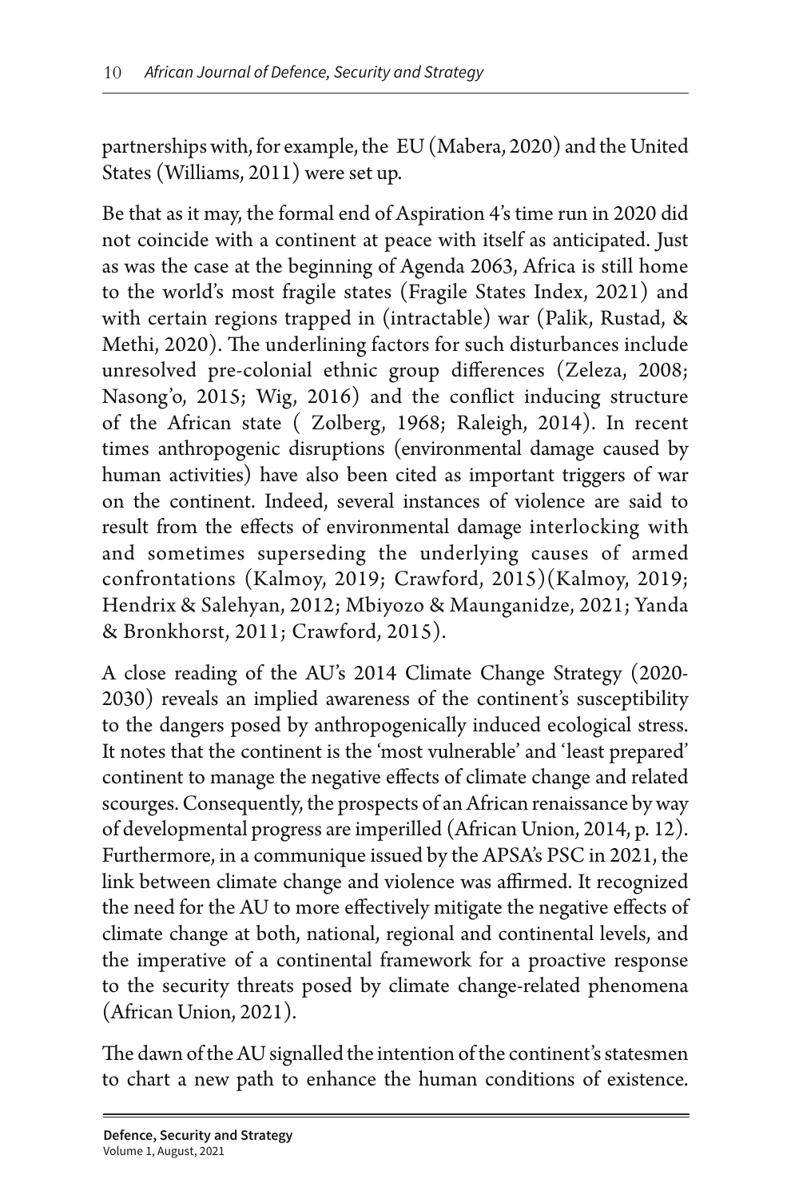partnerships with, for example, the EU (Mabera, 2020) and the United States (Williams, 2011) were set up.

Be that as it may, the formal end of Aspiration 4's time run in 2020 did not coincide with a continent at peace with itself as anticipated. Just as was the case at the beginning of Agenda 2063, Africa is still home to the world's most fragile states (Fragile States Index, 2021) and with certain regions trapped in (intractable) war (Palik, Rustad, & Methi, 2020). The underlining factors for such disturbances include unresolved pre-colonial ethnic group differences (Zeleza, 2008; Nasong'o, 2015; Wig, 2016) and the conflict inducing structure of the African state ( Zolberg, 1968; Raleigh, 2014). In recent times anthropogenic disruptions (environmental damage caused by human activities) have also been cited as important triggers of war on the continent. Indeed, several instances of violence are said to result from the effects of environmental damage interlocking with and sometimes superseding the underlying causes of armed confrontations (Kalmoy, 2019; Crawford, 2015)(Kalmoy, 2019; Hendrix & Salehyan, 2012; Mbiyozo & Maunganidze, 2021; Yanda & Bronkhorst, 2011; Crawford, 2015).

A close reading of the AU's 2014 Climate Change Strategy (2020-2030) reveals an implied awareness of the continent's susceptibility to the dangers posed by anthropogenically induced ecological stress. It notes that the continent is the 'most vulnerable' and 'least prepared' continent to manage the negative effects of climate change and related scourges. Consequently, the prospects of an African renaissance by way of developmental progress are imperilled (African Union, 2014, p. 12). Furthermore, in a communique issued by the APSA's PSC in 2021, the link between climate change and violence was affirmed. It recognized the need for the AU to more effectively mitigate the negative effects of climate change at both, national, regional and continental levels, and the imperative of a continental framework for a proactive response to the security threats posed by climate change-related phenomena (African Union, 2021).

The dawn of the AU signalled the intention of the continent's statesmen to chart a new path to enhance the human conditions of existence.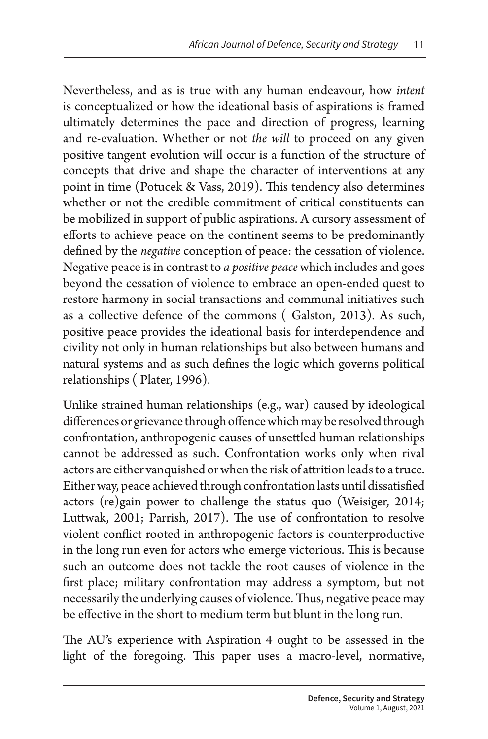Nevertheless, and as is true with any human endeavour, how *intent* is conceptualized or how the ideational basis of aspirations is framed ultimately determines the pace and direction of progress, learning and re-evaluation. Whether or not *the will* to proceed on any given positive tangent evolution will occur is a function of the structure of concepts that drive and shape the character of interventions at any point in time (Potucek & Vass, 2019). This tendency also determines whether or not the credible commitment of critical constituents can be mobilized in support of public aspirations. A cursory assessment of efforts to achieve peace on the continent seems to be predominantly defined by the *negative* conception of peace: the cessation of violence. Negative peace is in contrast to *a positive peace* which includes and goes beyond the cessation of violence to embrace an open-ended quest to restore harmony in social transactions and communal initiatives such as a collective defence of the commons ( Galston, 2013). As such, positive peace provides the ideational basis for interdependence and civility not only in human relationships but also between humans and natural systems and as such defines the logic which governs political relationships ( Plater, 1996).

Unlike strained human relationships (e.g., war) caused by ideological differences or grievance through offence which may be resolved through confrontation, anthropogenic causes of unsettled human relationships cannot be addressed as such. Confrontation works only when rival actors are either vanquished or when the risk of attrition leads to a truce. Either way, peace achieved through confrontation lasts until dissatisfied actors (re)gain power to challenge the status quo (Weisiger, 2014; Luttwak, 2001; Parrish, 2017). The use of confrontation to resolve violent conflict rooted in anthropogenic factors is counterproductive in the long run even for actors who emerge victorious. This is because such an outcome does not tackle the root causes of violence in the first place; military confrontation may address a symptom, but not necessarily the underlying causes of violence. Thus, negative peace may be effective in the short to medium term but blunt in the long run.

The AU's experience with Aspiration 4 ought to be assessed in the light of the foregoing. This paper uses a macro-level, normative,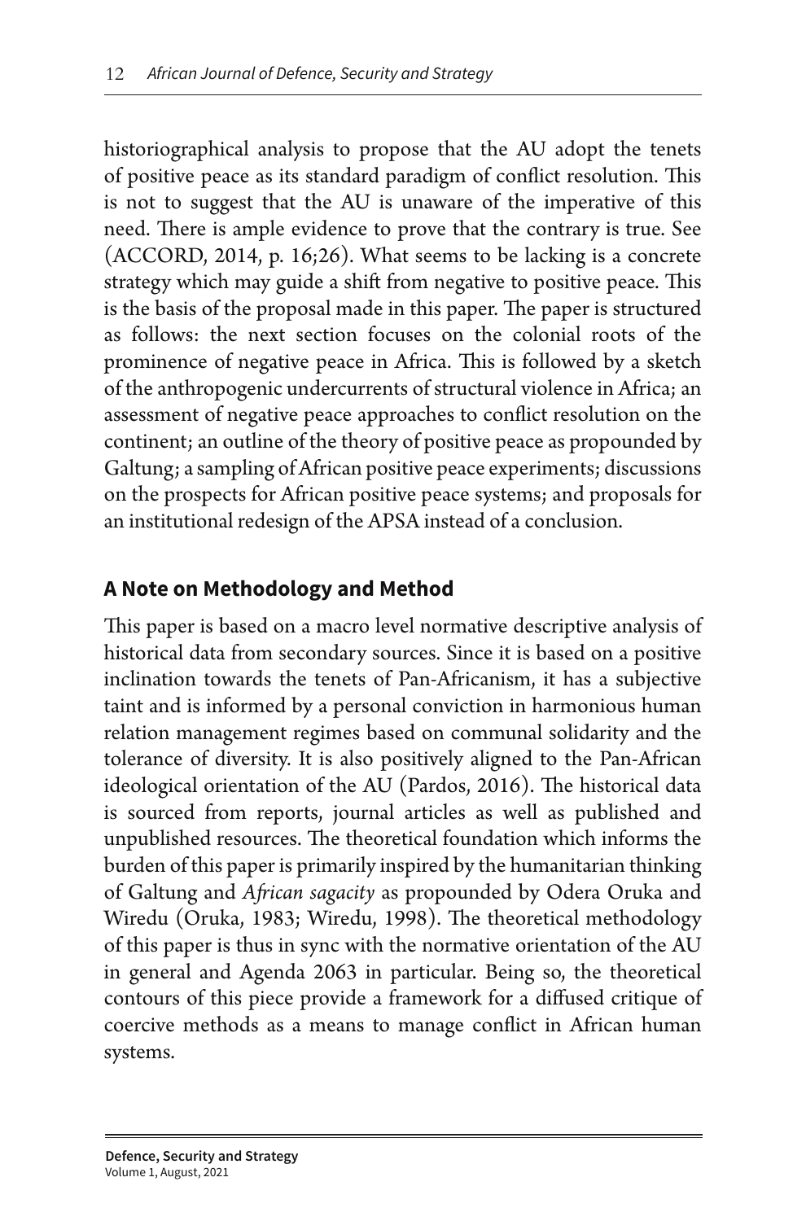historiographical analysis to propose that the AU adopt the tenets of positive peace as its standard paradigm of conflict resolution. This is not to suggest that the AU is unaware of the imperative of this need. There is ample evidence to prove that the contrary is true. See (ACCORD, 2014, p. 16;26). What seems to be lacking is a concrete strategy which may guide a shift from negative to positive peace. This is the basis of the proposal made in this paper. The paper is structured as follows: the next section focuses on the colonial roots of the prominence of negative peace in Africa. This is followed by a sketch of the anthropogenic undercurrents of structural violence in Africa; an assessment of negative peace approaches to conflict resolution on the continent; an outline of the theory of positive peace as propounded by Galtung; a sampling of African positive peace experiments; discussions on the prospects for African positive peace systems; and proposals for an institutional redesign of the APSA instead of a conclusion.

## A Note on Methodology and Method

This paper is based on a macro level normative descriptive analysis of historical data from secondary sources. Since it is based on a positive inclination towards the tenets of Pan-Africanism, it has a subjective taint and is informed by a personal conviction in harmonious human relation management regimes based on communal solidarity and the tolerance of diversity. It is also positively aligned to the Pan-African ideological orientation of the AU (Pardos, 2016). The historical data is sourced from reports, journal articles as well as published and unpublished resources. The theoretical foundation which informs the burden of this paper is primarily inspired by the humanitarian thinking of Galtung and *African sagacity* as propounded by Odera Oruka and Wiredu (Oruka, 1983; Wiredu, 1998). The theoretical methodology of this paper is thus in sync with the normative orientation of the AU in general and Agenda 2063 in particular. Being so, the theoretical contours of this piece provide a framework for a diffused critique of coercive methods as a means to manage conflict in African human systems.